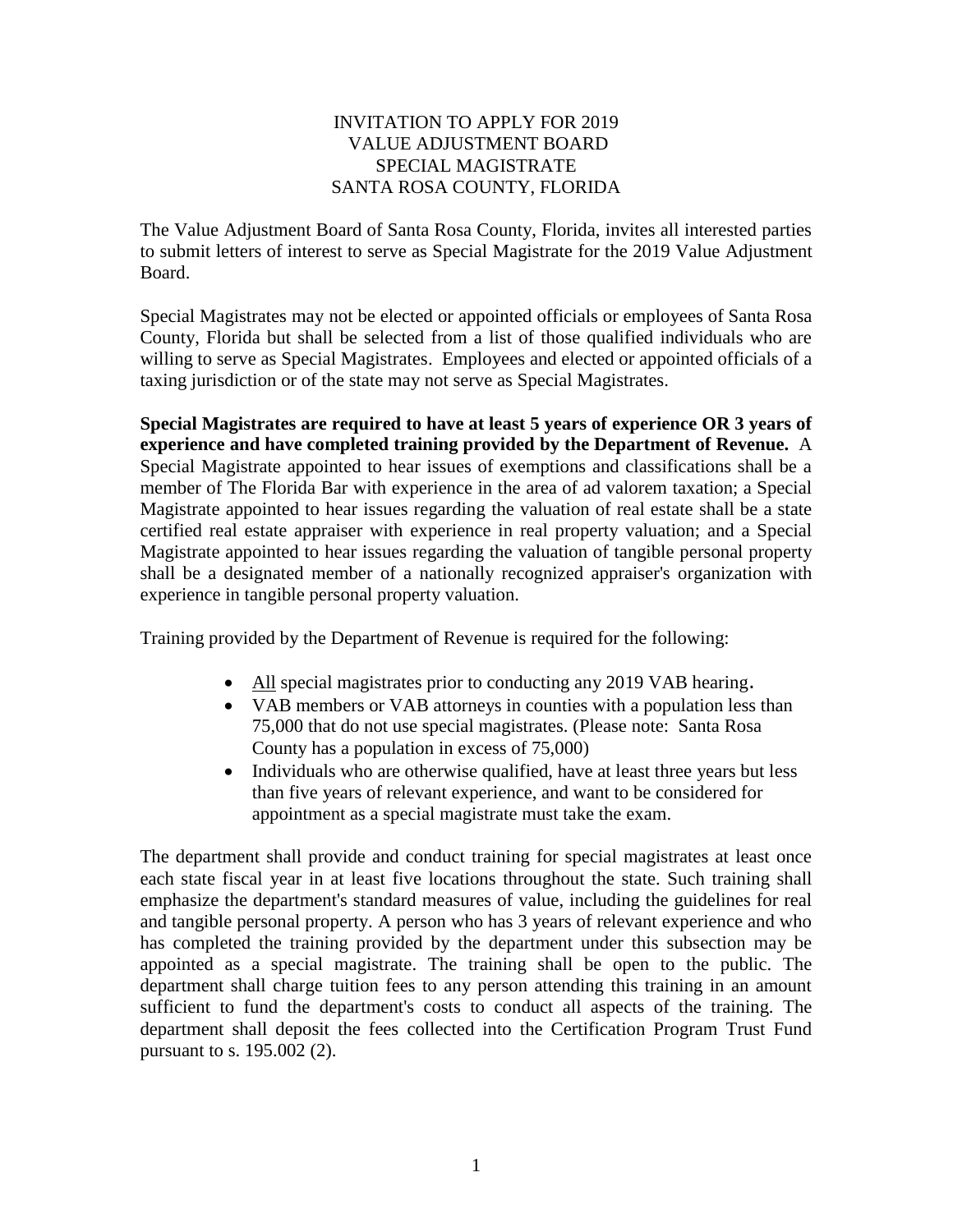# INVITATION TO APPLY FOR 2019 VALUE ADJUSTMENT BOARD SPECIAL MAGISTRATE SANTA ROSA COUNTY, FLORIDA

The Value Adjustment Board of Santa Rosa County, Florida, invites all interested parties to submit letters of interest to serve as Special Magistrate for the 2019 Value Adjustment Board.

Special Magistrates may not be elected or appointed officials or employees of Santa Rosa County, Florida but shall be selected from a list of those qualified individuals who are willing to serve as Special Magistrates. Employees and elected or appointed officials of a taxing jurisdiction or of the state may not serve as Special Magistrates.

**Special Magistrates are required to have at least 5 years of experience OR 3 years of experience and have completed training provided by the Department of Revenue.** A Special Magistrate appointed to hear issues of exemptions and classifications shall be a member of The Florida Bar with experience in the area of ad valorem taxation; a Special Magistrate appointed to hear issues regarding the valuation of real estate shall be a state certified real estate appraiser with experience in real property valuation; and a Special Magistrate appointed to hear issues regarding the valuation of tangible personal property shall be a designated member of a nationally recognized appraiser's organization with experience in tangible personal property valuation.

Training provided by the Department of Revenue is required for the following:

- <u>All</u> special magistrates prior to conducting any 2019 VAB hearing.
- VAB members or VAB attorneys in counties with a population less than 75,000 that do not use special magistrates. (Please note: Santa Rosa County has a population in excess of 75,000)
- Individuals who are otherwise qualified, have at least three years but less than five years of relevant experience, and want to be considered for appointment as a special magistrate must take the exam.

The department shall provide and conduct training for special magistrates at least once each state fiscal year in at least five locations throughout the state. Such training shall emphasize the department's standard measures of value, including the guidelines for real and tangible personal property. A person who has 3 years of relevant experience and who has completed the training provided by the department under this subsection may be appointed as a special magistrate. The training shall be open to the public. The department shall charge tuition fees to any person attending this training in an amount sufficient to fund the department's costs to conduct all aspects of the training. The department shall deposit the fees collected into the Certification Program Trust Fund pursuant to s. 195.002 (2).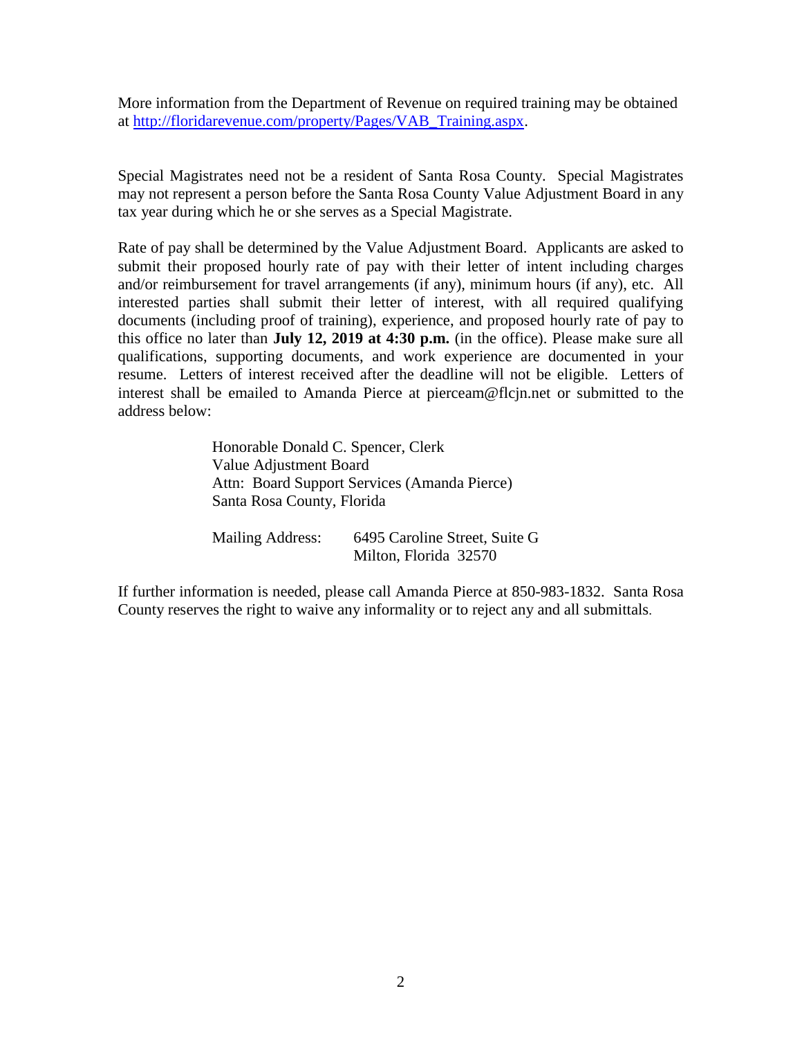More information from the Department of Revenue on required training may be obtained at [http://floridarevenue.com/property/Pages/VAB_Training.aspx](http://floridarevenue.com/property/Pages/VAB_Training.aspx).

Special Magistrates need not be a resident of Santa Rosa County. Special Magistrates may not represent a person before the Santa Rosa County Value Adjustment Board in any tax year during which he or she serves as a Special Magistrate.

Rate of pay shall be determined by the Value Adjustment Board. Applicants are asked to submit their proposed hourly rate of pay with their letter of intent including charges and/or reimbursement for travel arrangements (if any), minimum hours (if any), etc. All interested parties shall submit their letter of interest, with all required qualifying documents (including proof of training), experience, and proposed hourly rate of pay to this office no later than **July 12, 2019 at 4:30 p.m.** (in the office). Please make sure all qualifications, supporting documents, and work experience are documented in your resume. Letters of interest received after the deadline will not be eligible. Letters of interest shall be emailed to Amanda Pierce at pierceam@flcjn.net or submitted to the address below:

Honorable Donald C. Spencer, Clerk
Value Adjustment Board
Attn: Board Support Services (Amanda Pierce)
Santa Rosa County, Florida

Mailing Address: 6495 Caroline Street, Suite G
Milton, Florida 32570

If further information is needed, please call Amanda Pierce at 850-983-1832. Santa Rosa County reserves the right to waive any informality or to reject any and all submittals.